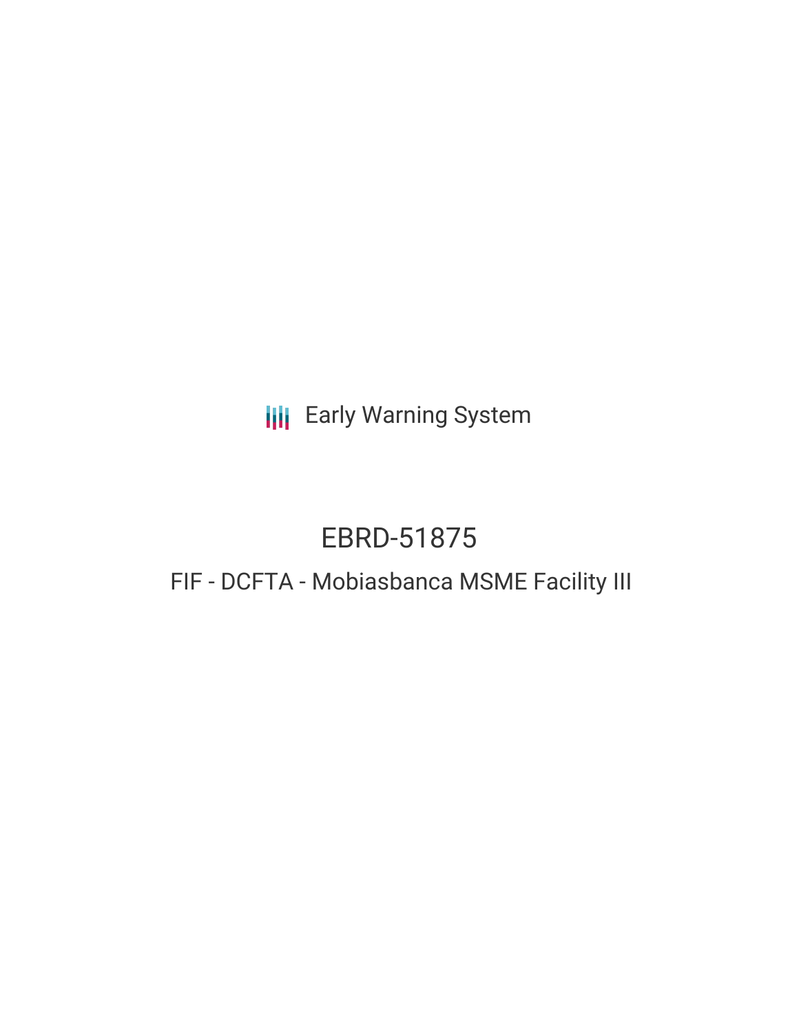Early Warning System

# EBRD-51875

## FIF - DCFTA - Mobiasbanca MSME Facility III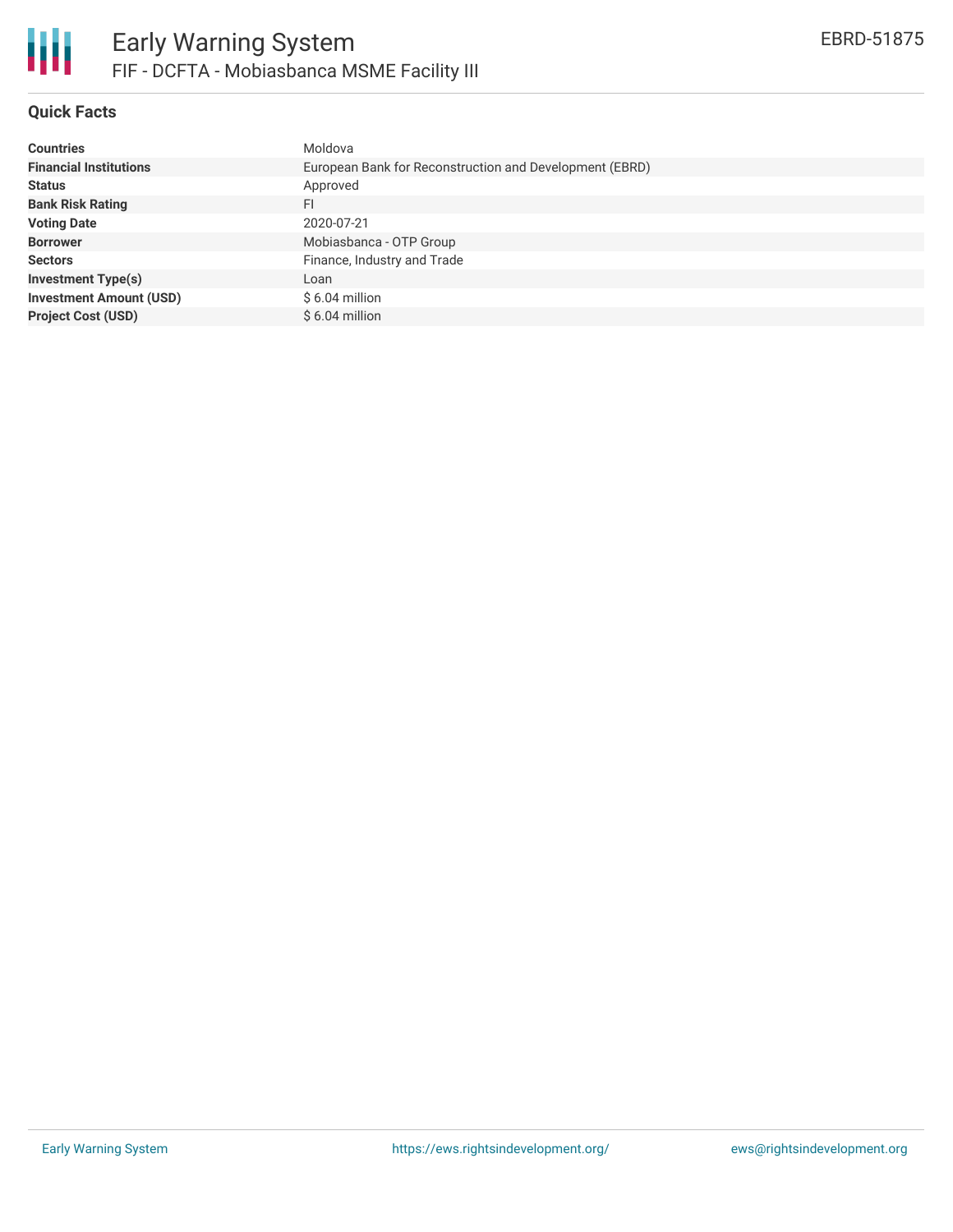## Quick Facts

| | |
|---|---|
| **Countries** | Moldova |
| **Financial Institutions** | European Bank for Reconstruction and Development (EBRD) |
| **Status** | Approved |
| **Bank Risk Rating** | FI |
| **Voting Date** | 2020-07-21 |
| **Borrower** | Mobiasbanca - OTP Group |
| **Sectors** | Finance, Industry and Trade |
| **Investment Type(s)** | Loan |
| **Investment Amount (USD)** | $ 6.04 million |
| **Project Cost (USD)** | $ 6.04 million |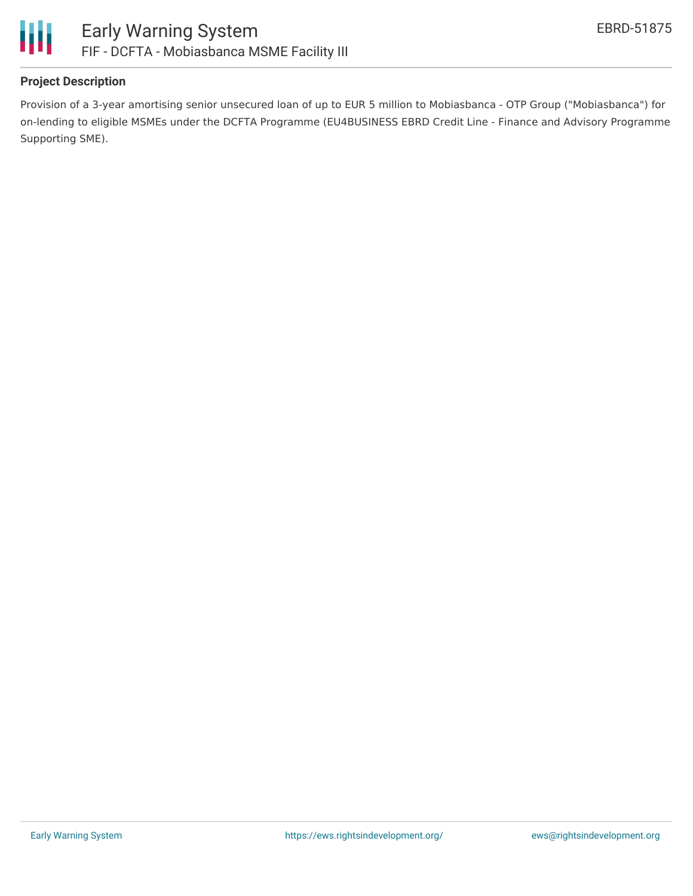**Project Description**

Provision of a 3-year amortising senior unsecured loan of up to EUR 5 million to Mobiasbanca - OTP Group ("Mobiasbanca") for on-lending to eligible MSMEs under the DCFTA Programme (EU4BUSINESS EBRD Credit Line - Finance and Advisory Programme Supporting SME).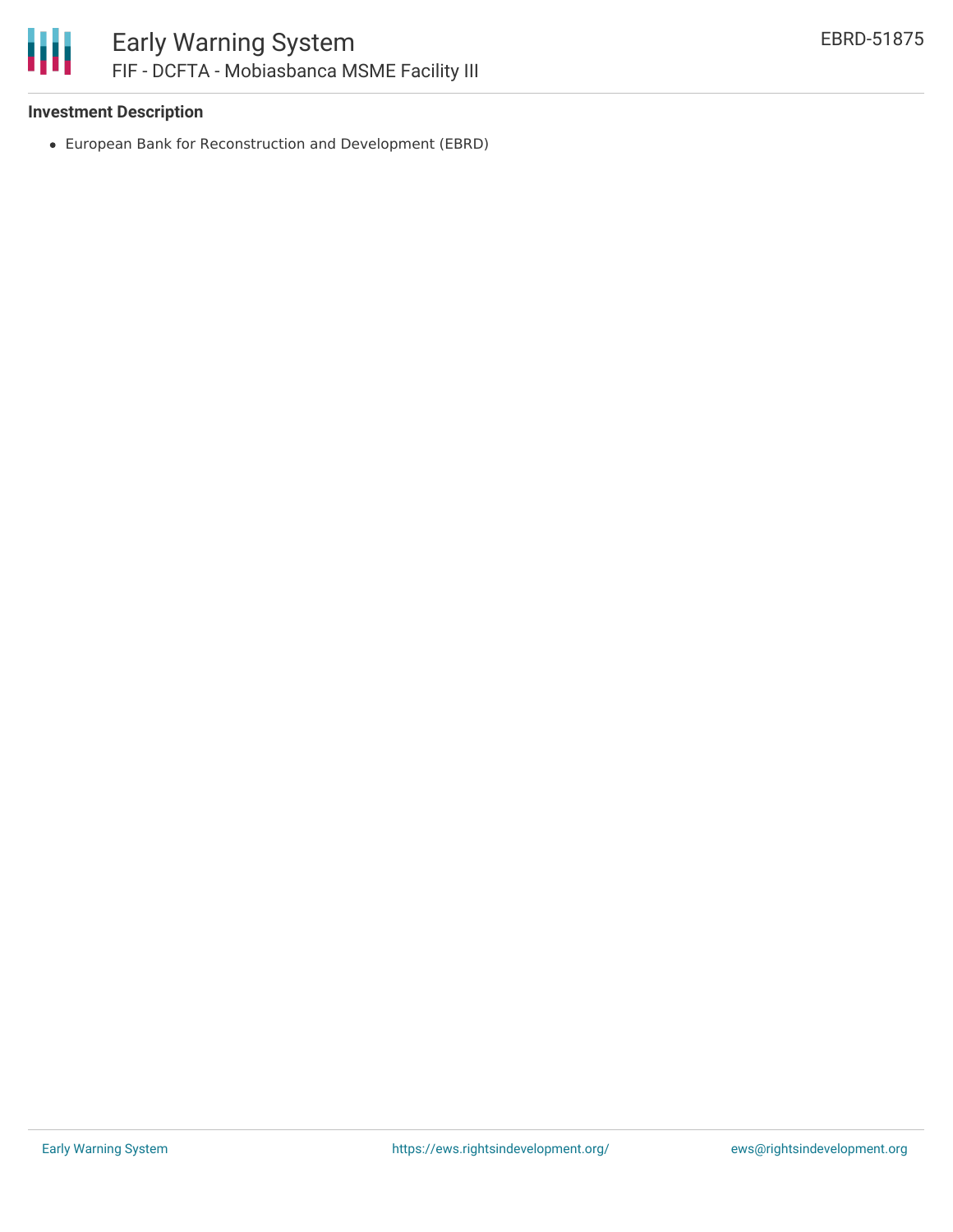### Investment Description

- European Bank for Reconstruction and Development (EBRD)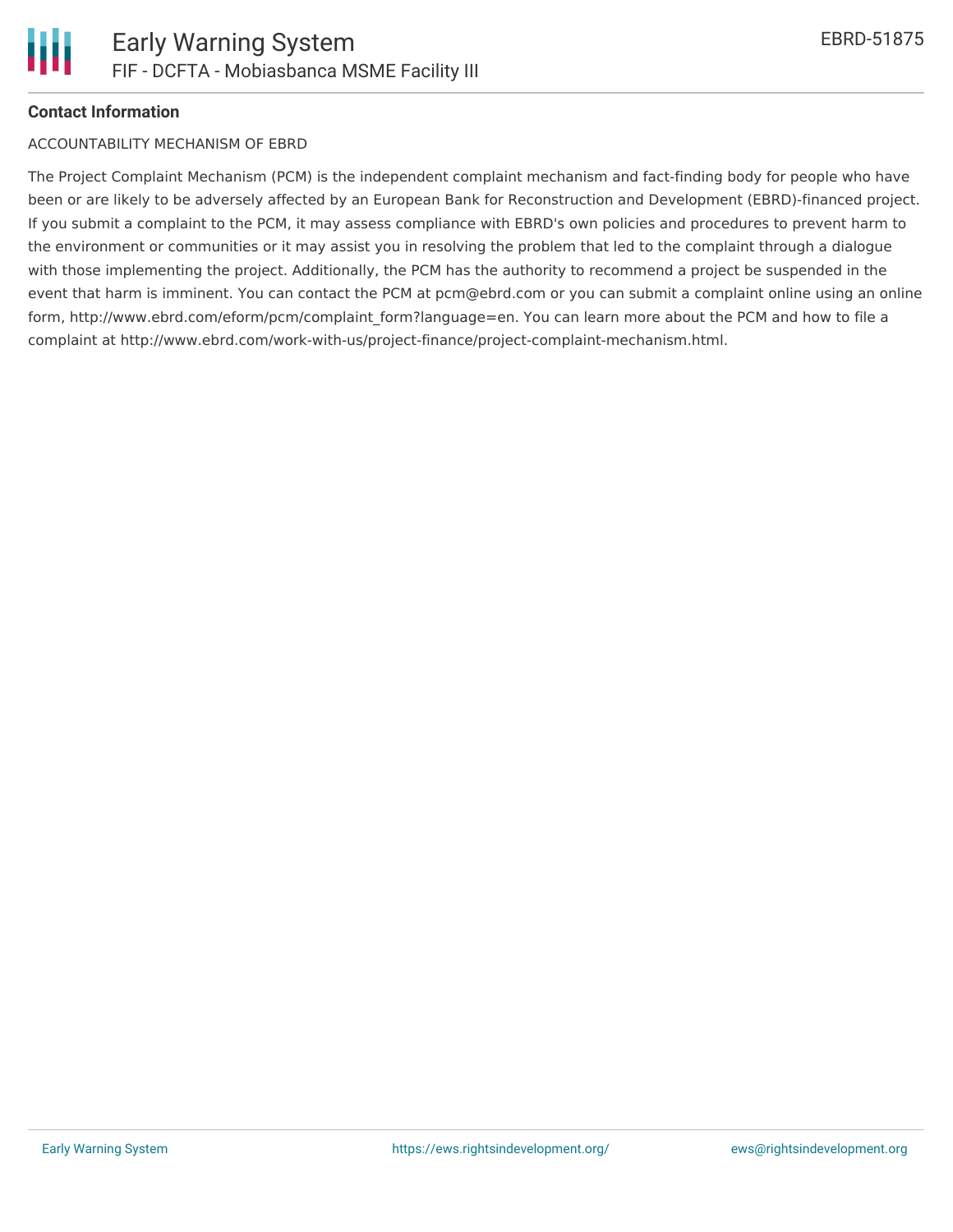## Contact Information

ACCOUNTABILITY MECHANISM OF EBRD

The Project Complaint Mechanism (PCM) is the independent complaint mechanism and fact-finding body for people who have been or are likely to be adversely affected by an European Bank for Reconstruction and Development (EBRD)-financed project. If you submit a complaint to the PCM, it may assess compliance with EBRD's own policies and procedures to prevent harm to the environment or communities or it may assist you in resolving the problem that led to the complaint through a dialogue with those implementing the project. Additionally, the PCM has the authority to recommend a project be suspended in the event that harm is imminent. You can contact the PCM at pcm@ebrd.com or you can submit a complaint online using an online form, http://www.ebrd.com/eform/pcm/complaint_form?language=en. You can learn more about the PCM and how to file a complaint at http://www.ebrd.com/work-with-us/project-finance/project-complaint-mechanism.html.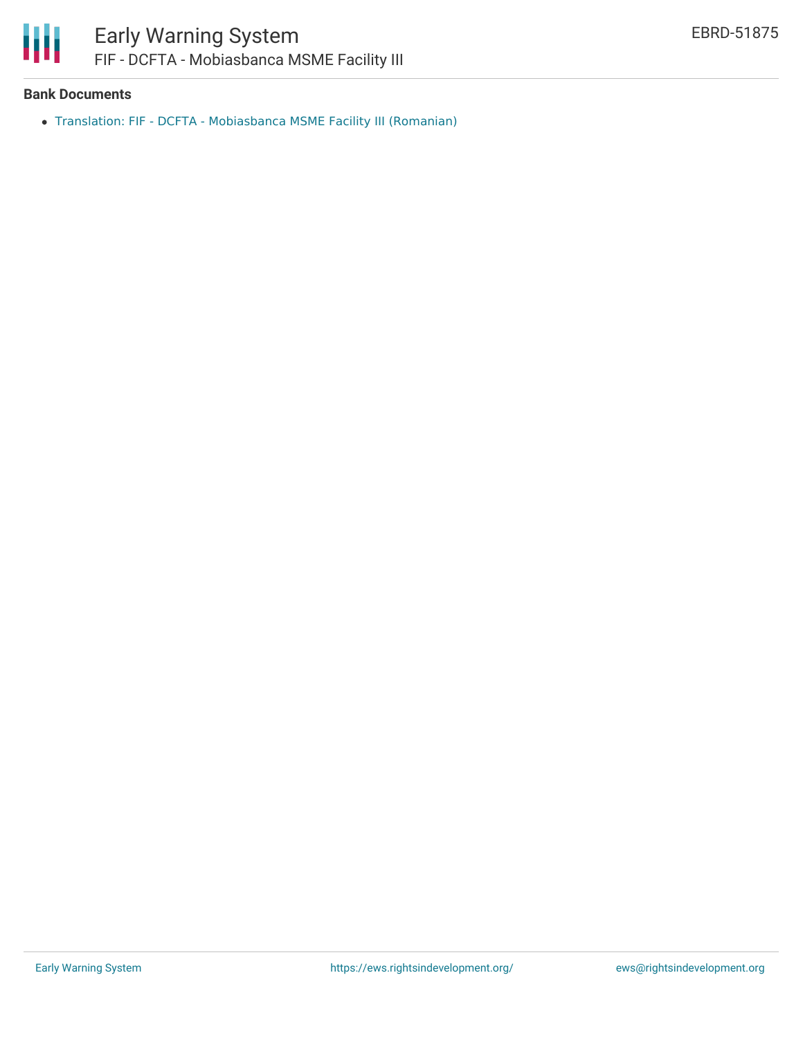**Bank Documents**

- Translation: FIF - DCFTA - Mobiasbanca MSME Facility III (Romanian)